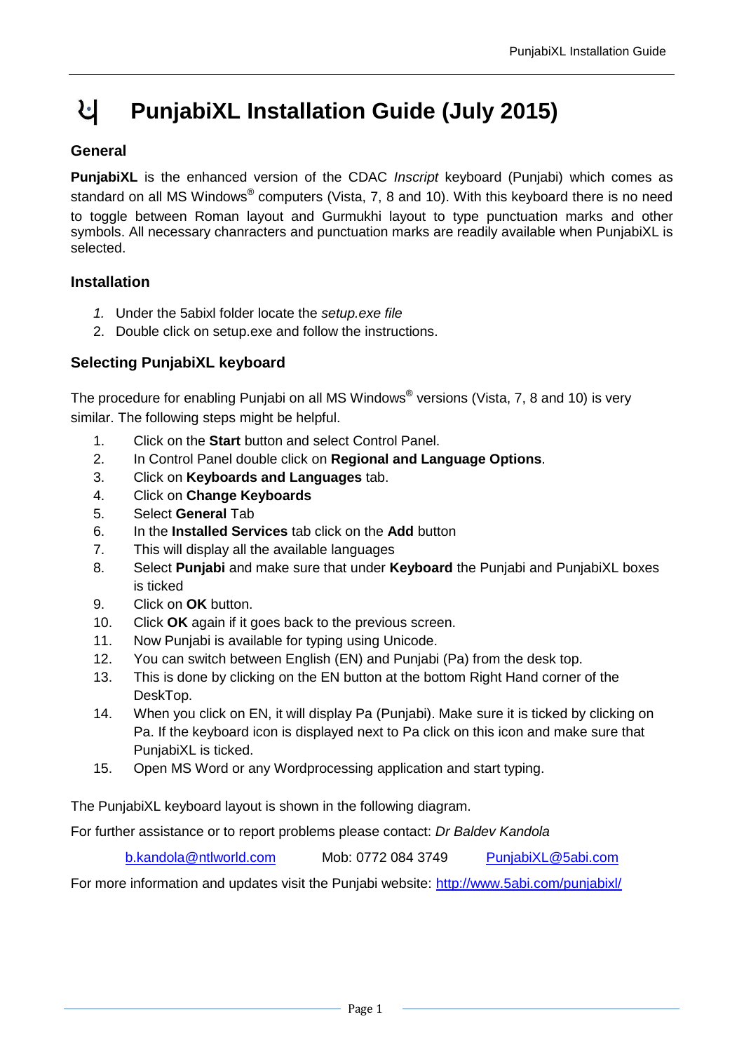# ਪ PunjabiXL Installation Guide (July 2015)

## General

**PunjabiXL** is the enhanced version of the CDAC *Inscript* keyboard (Punjabi) which comes as standard on all MS Windows® computers (Vista, 7, 8 and 10). With this keyboard there is no need to toggle between Roman layout and Gurmukhi layout to type punctuation marks and other symbols. All necessary chanracters and punctuation marks are readily available when PunjabiXL is selected.

## Installation

1. Under the 5abixl folder locate the *setup.exe file*
2. Double click on setup.exe and follow the instructions.

## Selecting PunjabiXL keyboard

The procedure for enabling Punjabi on all MS Windows® versions (Vista, 7, 8 and 10) is very similar. The following steps might be helpful.

1. Click on the **Start** button and select Control Panel.
2. In Control Panel double click on **Regional and Language Options**.
3. Click on **Keyboards and Languages** tab.
4. Click on **Change Keyboards**
5. Select **General** Tab
6. In the **Installed Services** tab click on the **Add** button
7. This will display all the available languages
8. Select **Punjabi** and make sure that under **Keyboard** the Punjabi and PunjabiXL boxes is ticked
9. Click on **OK** button.
10. Click **OK** again if it goes back to the previous screen.
11. Now Punjabi is available for typing using Unicode.
12. You can switch between English (EN) and Punjabi (Pa) from the desk top.
13. This is done by clicking on the EN button at the bottom Right Hand corner of the DeskTop.
14. When you click on EN, it will display Pa (Punjabi). Make sure it is ticked by clicking on Pa. If the keyboard icon is displayed next to Pa click on this icon and make sure that PunjabiXL is ticked.
15. Open MS Word or any Wordprocessing application and start typing.

The PunjabiXL keyboard layout is shown in the following diagram.

For further assistance or to report problems please contact: *Dr Baldev Kandola*

b.kandola@ntlworld.com Mob: 0772 084 3749 PunjabiXL@5abi.com

For more information and updates visit the Punjabi website: http://www.5abi.com/punjabixl/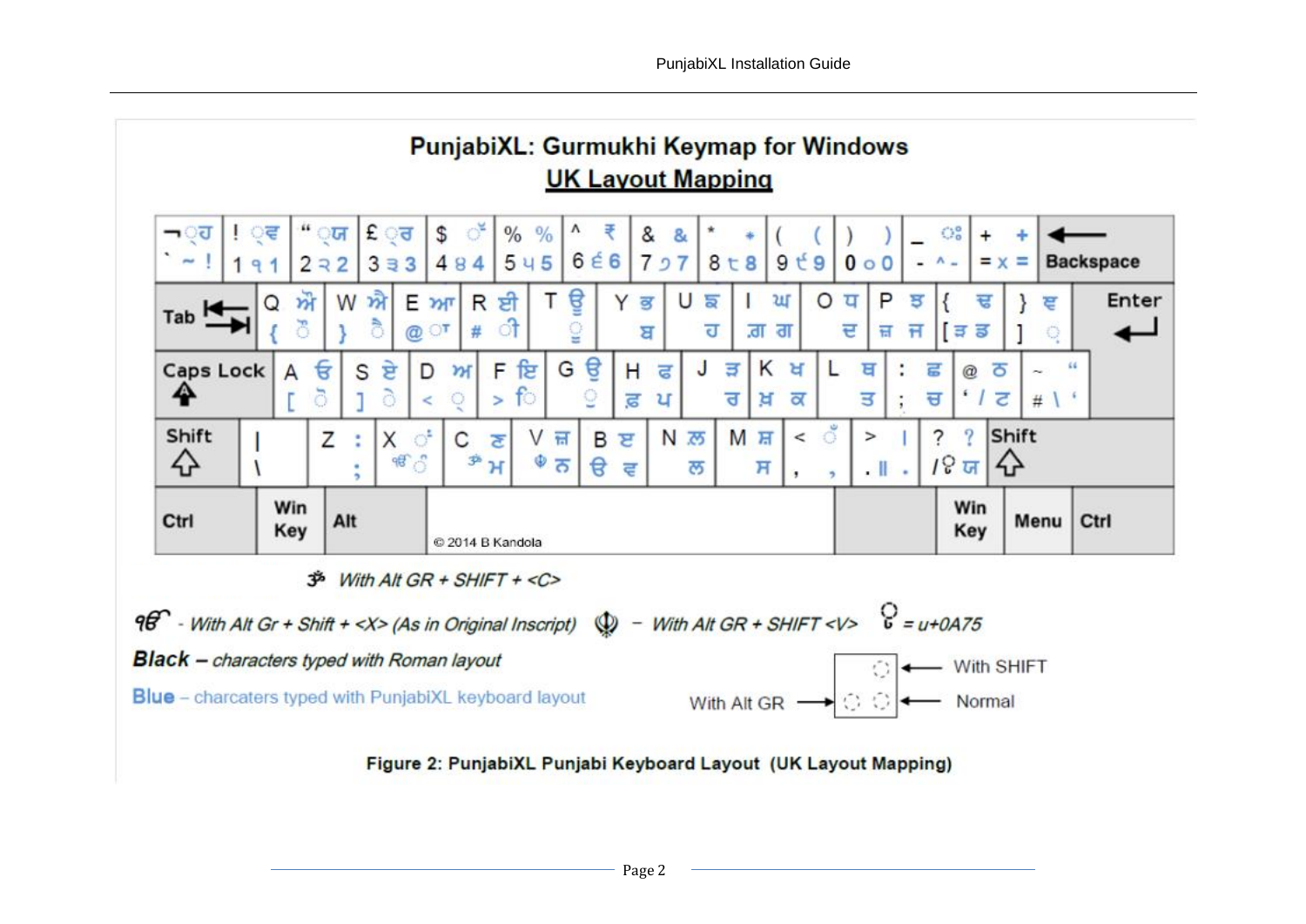# PunjabiXL: Gurmukhi Keymap for Windows

## UK Layout Mapping

| | | | | | | | | | | | | | |
|---|---|---|---|---|---|---|---|---|---|---|---|---|---|
| ¬ ੍ਹ ` ~ ! | ! ੍ਵ 1 ੧ 1 | " ੍ਯ 2 ੨ 2 | £ ੍ਰ 3 ੩ 3 | $ ੱ 4 ੪ 4 | % % 5 ੫ 5 | ^ ₹ 6 ੬ 6 | & & 7 ੭ 7 | * * 8 ੮ 8 | ( ( 9 ੯ 9 | ) ) 0 ੦ 0 | _ ੰ - ^ - | + + = x = | Backspace |
| Tab | Q ਔ { ੌ | W ਐ } ੈ | E ਆ @ ਾ | R ਈ # ੀ | T ਊ ੂ | Y ਭ ਬ | U ਙ ਹ | I ਘ .ਗ ਗ | O ਧ ਦ | P ਝ ਜ਼ ਜ | { ਢ [ ਡ | } ਞ ] ਼ | Enter |
| Caps Lock | A ਓ [ ੋ | S ਏ ] ੇ | D ਅ < ੍ | F ਇ > ਿ | G ਉ ੁ | H ਫ ਫ਼ ਪ | J ਝ ਰ | K ਖ ਖ਼ ਕ | L ਥ ਤ | : ਛ ; ਚ | @ ਠ ' / ਟ | ~ " # \ ' | |
| Shift | \| \ | Z : ; | X ੱ ੴ ੰ | C ਣ ੳ ਮ | V ਜ਼ ☬ ਨ | B ਞ ੲ ਵ | N ਲ਼ ਲ | M ਸ਼ ਸ | < ੰ , , | > । . ॥ . | ? ? / ੵ ਯ | Shift | |
| Ctrl | Win Key | Alt | © 2014 B Kandola | | Win Key | Menu | Ctrl | | | | | | |

ੳ *With Alt GR + SHIFT + <C>*

ੴ - *With Alt Gr + Shift + <X> (As in Original Inscript)* ☬ – *With Alt GR + SHIFT <V>* ੵ = *u+0A75*

***Black*** – *characters typed with Roman layout*

**Blue** – charcaters typed with PunjabiXL keyboard layout

With SHIFT

With Alt GR → ◌ ◌ ← Normal

**Figure 2: PunjabiXL Punjabi Keyboard Layout (UK Layout Mapping)**